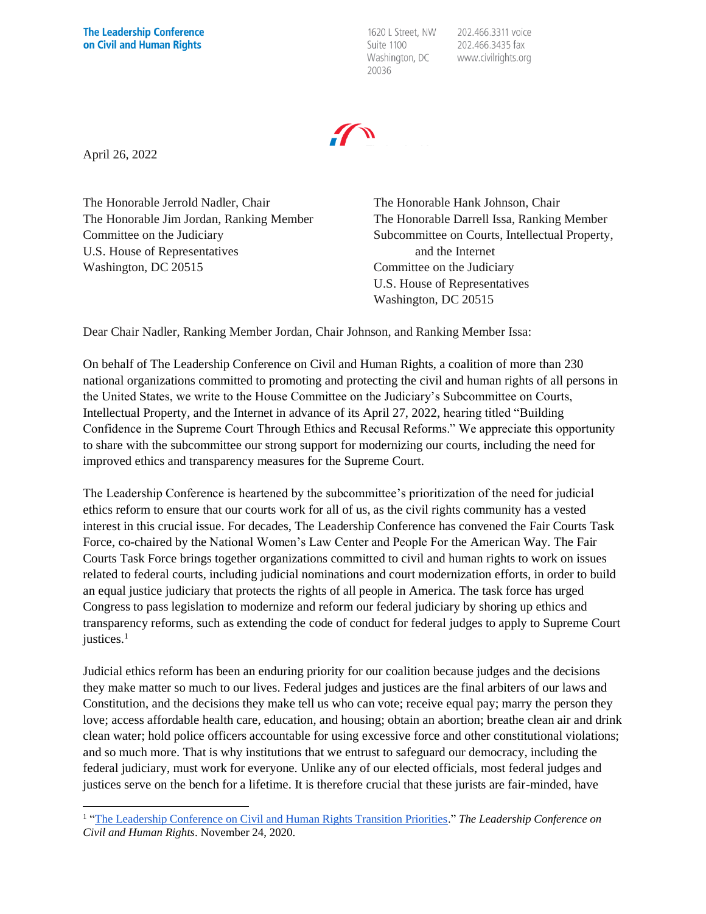**The Leadership Conference on Civil and Human Rights**

1620 L Street, NW
Suite 1100
Washington, DC
20036

202.466.3311 voice
202.466.3435 fax
www.civilrights.org

April 26, 2022

The Honorable Jerrold Nadler, Chair
The Honorable Jim Jordan, Ranking Member
Committee on the Judiciary
U.S. House of Representatives
Washington, DC 20515

The Honorable Hank Johnson, Chair
The Honorable Darrell Issa, Ranking Member
Subcommittee on Courts, Intellectual Property, and the Internet
Committee on the Judiciary
U.S. House of Representatives
Washington, DC 20515

Dear Chair Nadler, Ranking Member Jordan, Chair Johnson, and Ranking Member Issa:

On behalf of The Leadership Conference on Civil and Human Rights, a coalition of more than 230 national organizations committed to promoting and protecting the civil and human rights of all persons in the United States, we write to the House Committee on the Judiciary's Subcommittee on Courts, Intellectual Property, and the Internet in advance of its April 27, 2022, hearing titled "Building Confidence in the Supreme Court Through Ethics and Recusal Reforms." We appreciate this opportunity to share with the subcommittee our strong support for modernizing our courts, including the need for improved ethics and transparency measures for the Supreme Court.

The Leadership Conference is heartened by the subcommittee's prioritization of the need for judicial ethics reform to ensure that our courts work for all of us, as the civil rights community has a vested interest in this crucial issue. For decades, The Leadership Conference has convened the Fair Courts Task Force, co-chaired by the National Women's Law Center and People For the American Way. The Fair Courts Task Force brings together organizations committed to civil and human rights to work on issues related to federal courts, including judicial nominations and court modernization efforts, in order to build an equal justice judiciary that protects the rights of all people in America. The task force has urged Congress to pass legislation to modernize and reform our federal judiciary by shoring up ethics and transparency reforms, such as extending the code of conduct for federal judges to apply to Supreme Court justices.[1]

Judicial ethics reform has been an enduring priority for our coalition because judges and the decisions they make matter so much to our lives. Federal judges and justices are the final arbiters of our laws and Constitution, and the decisions they make tell us who can vote; receive equal pay; marry the person they love; access affordable health care, education, and housing; obtain an abortion; breathe clean air and drink clean water; hold police officers accountable for using excessive force and other constitutional violations; and so much more. That is why institutions that we entrust to safeguard our democracy, including the federal judiciary, must work for everyone. Unlike any of our elected officials, most federal judges and justices serve on the bench for a lifetime. It is therefore crucial that these jurists are fair-minded, have

---

[1] "[The Leadership Conference on Civil and Human Rights Transition Priorities](#)." *The Leadership Conference on Civil and Human Rights*. November 24, 2020.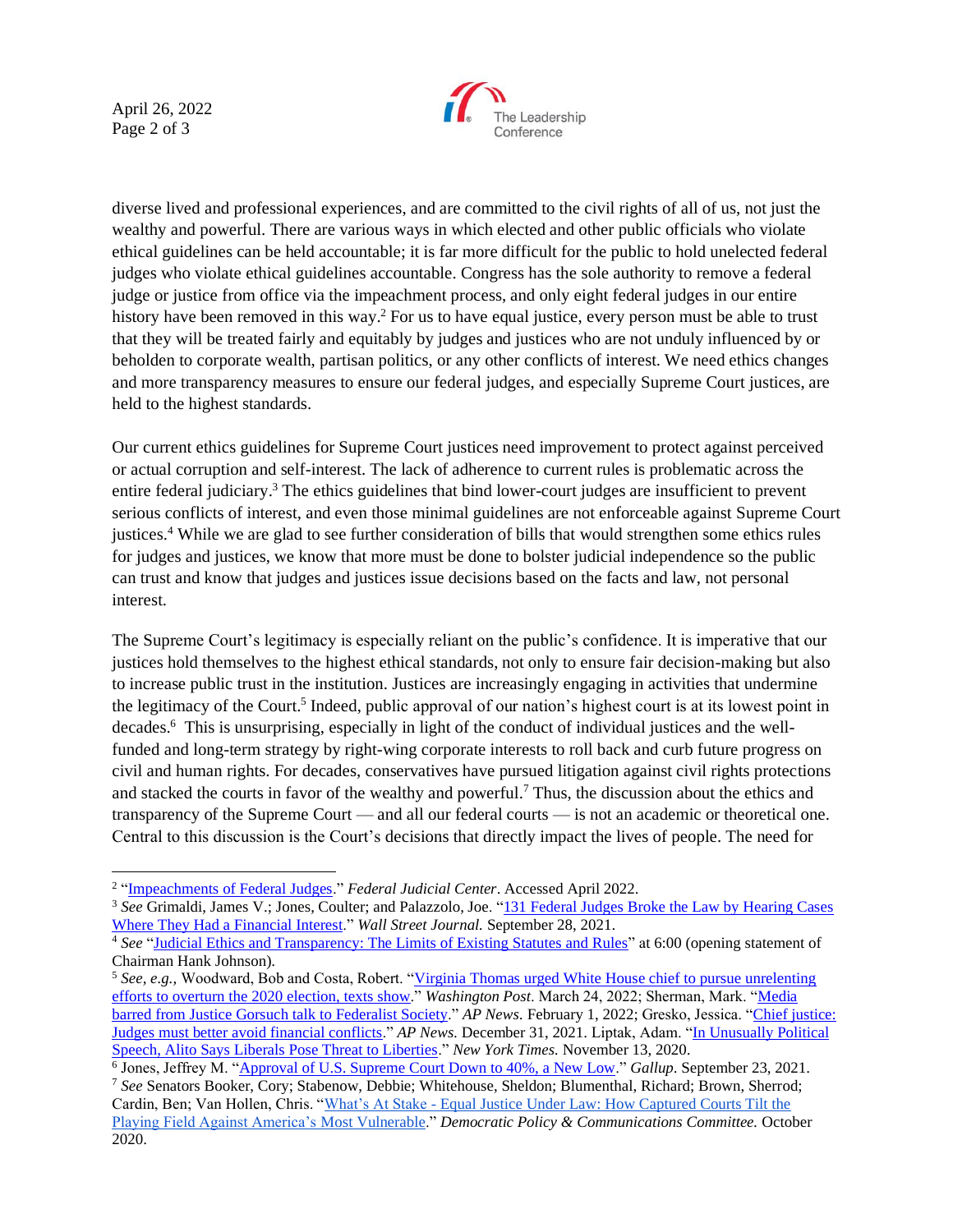diverse lived and professional experiences, and are committed to the civil rights of all of us, not just the wealthy and powerful. There are various ways in which elected and other public officials who violate ethical guidelines can be held accountable; it is far more difficult for the public to hold unelected federal judges who violate ethical guidelines accountable. Congress has the sole authority to remove a federal judge or justice from office via the impeachment process, and only eight federal judges in our entire history have been removed in this way.[2] For us to have equal justice, every person must be able to trust that they will be treated fairly and equitably by judges and justices who are not unduly influenced by or beholden to corporate wealth, partisan politics, or any other conflicts of interest. We need ethics changes and more transparency measures to ensure our federal judges, and especially Supreme Court justices, are held to the highest standards.

Our current ethics guidelines for Supreme Court justices need improvement to protect against perceived or actual corruption and self-interest. The lack of adherence to current rules is problematic across the entire federal judiciary.[3] The ethics guidelines that bind lower-court judges are insufficient to prevent serious conflicts of interest, and even those minimal guidelines are not enforceable against Supreme Court justices.[4] While we are glad to see further consideration of bills that would strengthen some ethics rules for judges and justices, we know that more must be done to bolster judicial independence so the public can trust and know that judges and justices issue decisions based on the facts and law, not personal interest.

The Supreme Court's legitimacy is especially reliant on the public's confidence. It is imperative that our justices hold themselves to the highest ethical standards, not only to ensure fair decision-making but also to increase public trust in the institution. Justices are increasingly engaging in activities that undermine the legitimacy of the Court.[5] Indeed, public approval of our nation's highest court is at its lowest point in decades.[6] This is unsurprising, especially in light of the conduct of individual justices and the well-funded and long-term strategy by right-wing corporate interests to roll back and curb future progress on civil and human rights. For decades, conservatives have pursued litigation against civil rights protections and stacked the courts in favor of the wealthy and powerful.[7] Thus, the discussion about the ethics and transparency of the Supreme Court — and all our federal courts — is not an academic or theoretical one. Central to this discussion is the Court's decisions that directly impact the lives of people. The need for

---

[2] "Impeachments of Federal Judges." *Federal Judicial Center*. Accessed April 2022.

[3] *See* Grimaldi, James V.; Jones, Coulter; and Palazzolo, Joe. "131 Federal Judges Broke the Law by Hearing Cases Where They Had a Financial Interest." *Wall Street Journal.* September 28, 2021.

[4] *See* "Judicial Ethics and Transparency: The Limits of Existing Statutes and Rules" at 6:00 (opening statement of Chairman Hank Johnson).

[5] *See, e.g.,* Woodward, Bob and Costa, Robert. "Virginia Thomas urged White House chief to pursue unrelenting efforts to overturn the 2020 election, texts show." *Washington Post*. March 24, 2022; Sherman, Mark. "Media barred from Justice Gorsuch talk to Federalist Society." *AP News*. February 1, 2022; Gresko, Jessica. "Chief justice: Judges must better avoid financial conflicts." *AP News.* December 31, 2021. Liptak, Adam. "In Unusually Political Speech, Alito Says Liberals Pose Threat to Liberties." *New York Times.* November 13, 2020.

[6] Jones, Jeffrey M. "Approval of U.S. Supreme Court Down to 40%, a New Low." *Gallup*. September 23, 2021.

[7] *See* Senators Booker, Cory; Stabenow, Debbie; Whitehouse, Sheldon; Blumenthal, Richard; Brown, Sherrod; Cardin, Ben; Van Hollen, Chris. "What's At Stake - Equal Justice Under Law: How Captured Courts Tilt the Playing Field Against America's Most Vulnerable." *Democratic Policy & Communications Committee.* October 2020.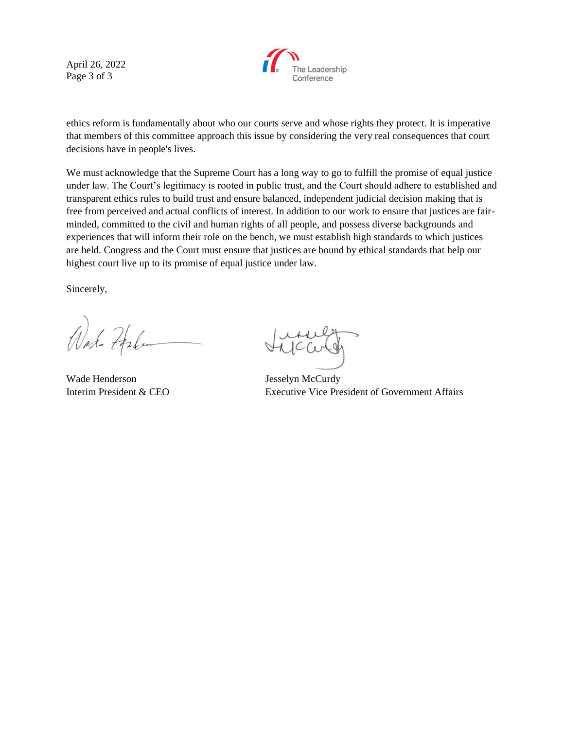ethics reform is fundamentally about who our courts serve and whose rights they protect. It is imperative that members of this committee approach this issue by considering the very real consequences that court decisions have in people's lives.

We must acknowledge that the Supreme Court has a long way to go to fulfill the promise of equal justice under law. The Court's legitimacy is rooted in public trust, and the Court should adhere to established and transparent ethics rules to build trust and ensure balanced, independent judicial decision making that is free from perceived and actual conflicts of interest. In addition to our work to ensure that justices are fair-minded, committed to the civil and human rights of all people, and possess diverse backgrounds and experiences that will inform their role on the bench, we must establish high standards to which justices are held. Congress and the Court must ensure that justices are bound by ethical standards that help our highest court live up to its promise of equal justice under law.

Sincerely,

Wade Henderson
Interim President & CEO

Jesselyn McCurdy
Executive Vice President of Government Affairs